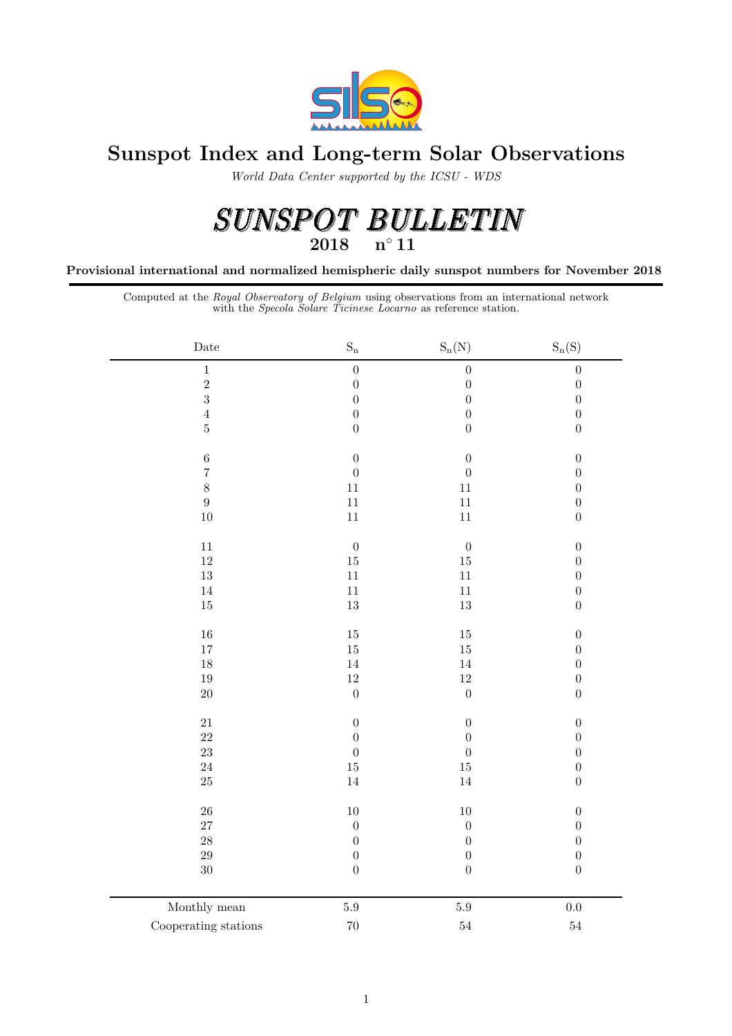# Sunspot Index and Long-term Solar Observations

*World Data Center supported by the ICSU - WDS*

## SUNSPOT BULLETIN

**2018 n° 11**

**Provisional international and normalized hemispheric daily sunspot numbers for November 2018**

Computed at the *Royal Observatory of Belgium* using observations from an international network with the *Specola Solare Ticinese Locarno* as reference station.

| Date | $S_n$ | $S_n(N)$ | $S_n(S)$ |
|---|---|---|---|
| 1 | 0 | 0 | 0 |
| 2 | 0 | 0 | 0 |
| 3 | 0 | 0 | 0 |
| 4 | 0 | 0 | 0 |
| 5 | 0 | 0 | 0 |
| 6 | 0 | 0 | 0 |
| 7 | 0 | 0 | 0 |
| 8 | 11 | 11 | 0 |
| 9 | 11 | 11 | 0 |
| 10 | 11 | 11 | 0 |
| 11 | 0 | 0 | 0 |
| 12 | 15 | 15 | 0 |
| 13 | 11 | 11 | 0 |
| 14 | 11 | 11 | 0 |
| 15 | 13 | 13 | 0 |
| 16 | 15 | 15 | 0 |
| 17 | 15 | 15 | 0 |
| 18 | 14 | 14 | 0 |
| 19 | 12 | 12 | 0 |
| 20 | 0 | 0 | 0 |
| 21 | 0 | 0 | 0 |
| 22 | 0 | 0 | 0 |
| 23 | 0 | 0 | 0 |
| 24 | 15 | 15 | 0 |
| 25 | 14 | 14 | 0 |
| 26 | 10 | 10 | 0 |
| 27 | 0 | 0 | 0 |
| 28 | 0 | 0 | 0 |
| 29 | 0 | 0 | 0 |
| 30 | 0 | 0 | 0 |
| Monthly mean | 5.9 | 5.9 | 0.0 |
| Cooperating stations | 70 | 54 | 54 |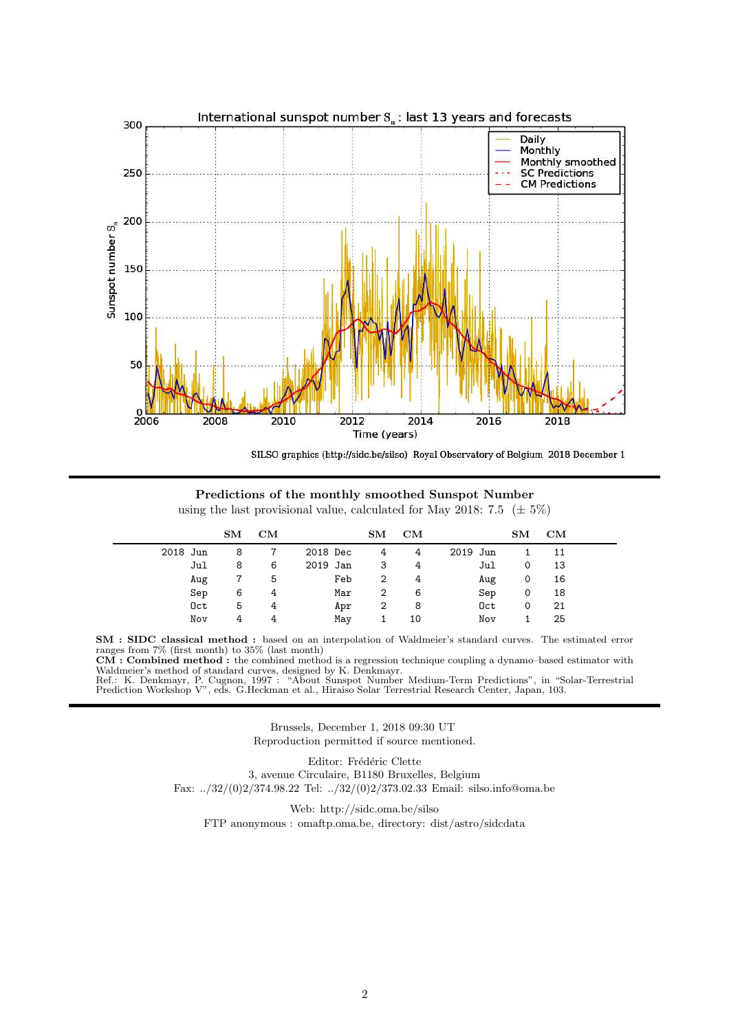SILSO graphics (http://sidc.be/silso) Royal Observatory of Belgium 2018 December 1

**Predictions of the monthly smoothed Sunspot Number**

using the last provisional value, calculated for May 2018: 7.5 (± 5%)

| | SM | CM | | SM | CM | | SM | CM |
|---|---|---|---|---|---|---|---|---|
| 2018 Jun | 8 | 7 | 2018 Dec | 4 | 4 | 2019 Jun | 1 | 11 |
| Jul | 8 | 6 | 2019 Jan | 3 | 4 | Jul | 0 | 13 |
| Aug | 7 | 5 | Feb | 2 | 4 | Aug | 0 | 16 |
| Sep | 6 | 4 | Mar | 2 | 6 | Sep | 0 | 18 |
| Oct | 5 | 4 | Apr | 2 | 8 | Oct | 0 | 21 |
| Nov | 4 | 4 | May | 1 | 10 | Nov | 1 | 25 |

**SM : SIDC classical method :** based on an interpolation of Waldmeier's standard curves. The estimated error ranges from 7% (first month) to 35% (last month)
**CM : Combined method :** the combined method is a regression technique coupling a dynamo–based estimator with Waldmeier's method of standard curves, designed by K. Denkmayr.
Ref.: K. Denkmayr, P. Cugnon, 1997 : "About Sunspot Number Medium-Term Predictions", in "Solar-Terrestrial Prediction Workshop V", eds. G.Heckman et al., Hiraiso Solar Terrestrial Research Center, Japan, 103.

Brussels, December 1, 2018 09:30 UT
Reproduction permitted if source mentioned.

Editor: Frédéric Clette
3, avenue Circulaire, B1180 Bruxelles, Belgium
Fax: ../32/(0)2/374.98.22 Tel: ../32/(0)2/373.02.33 Email: silso.info@oma.be

Web: http://sidc.oma.be/silso
FTP anonymous : omaftp.oma.be, directory: dist/astro/sidcdata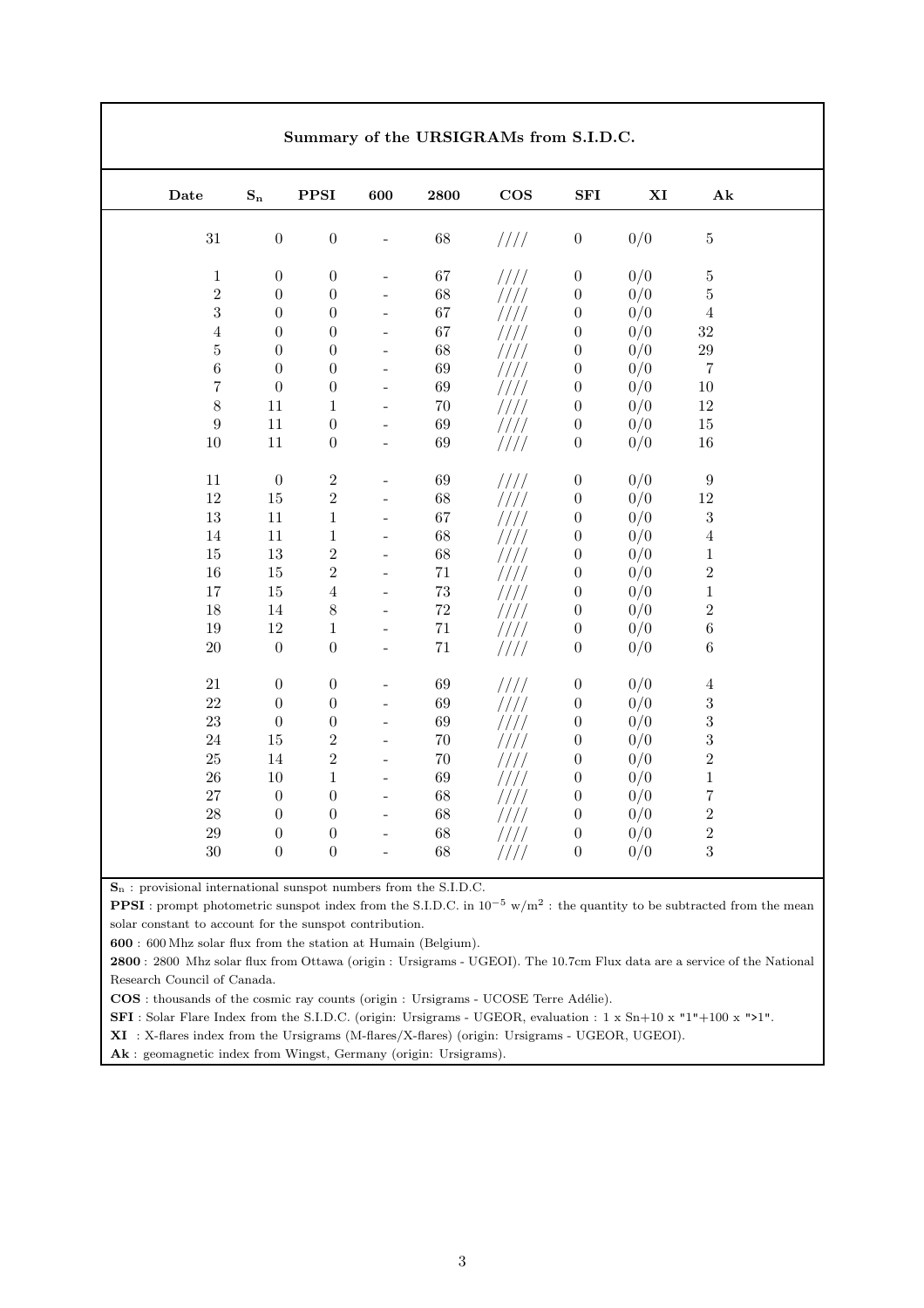**Summary of the URSIGRAMs from S.I.D.C.**

| Date | $S_n$ | PPSI | 600 | 2800 | COS | SFI | XI | Ak |
|---|---|---|---|---|---|---|---|---|
| 31 | 0 | 0 | - | 68 | //// | 0 | 0/0 | 5 |
| 1 | 0 | 0 | - | 67 | //// | 0 | 0/0 | 5 |
| 2 | 0 | 0 | - | 68 | //// | 0 | 0/0 | 5 |
| 3 | 0 | 0 | - | 67 | //// | 0 | 0/0 | 4 |
| 4 | 0 | 0 | - | 67 | //// | 0 | 0/0 | 32 |
| 5 | 0 | 0 | - | 68 | //// | 0 | 0/0 | 29 |
| 6 | 0 | 0 | - | 69 | //// | 0 | 0/0 | 7 |
| 7 | 0 | 0 | - | 69 | //// | 0 | 0/0 | 10 |
| 8 | 11 | 1 | - | 70 | //// | 0 | 0/0 | 12 |
| 9 | 11 | 0 | - | 69 | //// | 0 | 0/0 | 15 |
| 10 | 11 | 0 | - | 69 | //// | 0 | 0/0 | 16 |
| 11 | 0 | 2 | - | 69 | //// | 0 | 0/0 | 9 |
| 12 | 15 | 2 | - | 68 | //// | 0 | 0/0 | 12 |
| 13 | 11 | 1 | - | 67 | //// | 0 | 0/0 | 3 |
| 14 | 11 | 1 | - | 68 | //// | 0 | 0/0 | 4 |
| 15 | 13 | 2 | - | 68 | //// | 0 | 0/0 | 1 |
| 16 | 15 | 2 | - | 71 | //// | 0 | 0/0 | 2 |
| 17 | 15 | 4 | - | 73 | //// | 0 | 0/0 | 1 |
| 18 | 14 | 8 | - | 72 | //// | 0 | 0/0 | 2 |
| 19 | 12 | 1 | - | 71 | //// | 0 | 0/0 | 6 |
| 20 | 0 | 0 | - | 71 | //// | 0 | 0/0 | 6 |
| 21 | 0 | 0 | - | 69 | //// | 0 | 0/0 | 4 |
| 22 | 0 | 0 | - | 69 | //// | 0 | 0/0 | 3 |
| 23 | 0 | 0 | - | 69 | //// | 0 | 0/0 | 3 |
| 24 | 15 | 2 | - | 70 | //// | 0 | 0/0 | 3 |
| 25 | 14 | 2 | - | 70 | //// | 0 | 0/0 | 2 |
| 26 | 10 | 1 | - | 69 | //// | 0 | 0/0 | 1 |
| 27 | 0 | 0 | - | 68 | //// | 0 | 0/0 | 7 |
| 28 | 0 | 0 | - | 68 | //// | 0 | 0/0 | 2 |
| 29 | 0 | 0 | - | 68 | //// | 0 | 0/0 | 2 |
| 30 | 0 | 0 | - | 68 | //// | 0 | 0/0 | 3 |

**$S_n$** : provisional international sunspot numbers from the S.I.D.C.
**PPSI** : prompt photometric sunspot index from the S.I.D.C. in $10^{-5}$ w/m$^2$ : the quantity to be subtracted from the mean solar constant to account for the sunspot contribution.
**600** : 600 Mhz solar flux from the station at Humain (Belgium).
**2800** : 2800 Mhz solar flux from Ottawa (origin : Ursigrams - UGEOI). The 10.7cm Flux data are a service of the National Research Council of Canada.
**COS** : thousands of the cosmic ray counts (origin : Ursigrams - UCOSE Terre Adélie).
**SFI** : Solar Flare Index from the S.I.D.C. (origin: Ursigrams - UGEOR, evaluation : 1 x Sn+10 x "1"+100 x ">1".
**XI** : X-flares index from the Ursigrams (M-flares/X-flares) (origin: Ursigrams - UGEOR, UGEOI).
**Ak** : geomagnetic index from Wingst, Germany (origin: Ursigrams).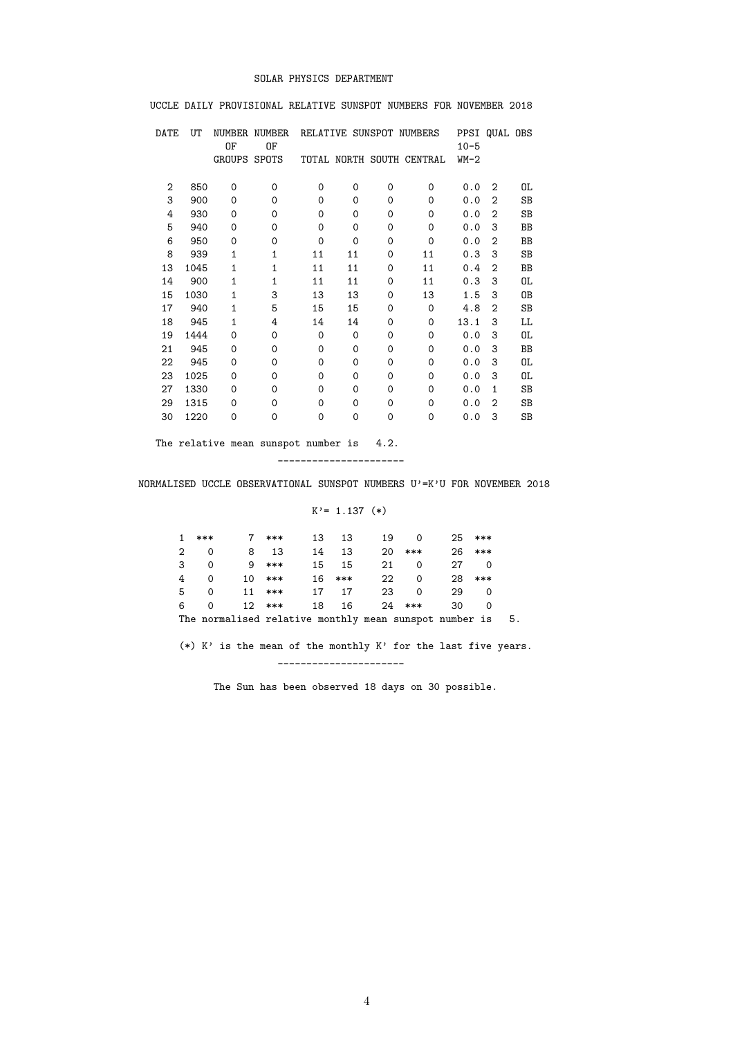SOLAR PHYSICS DEPARTMENT

UCCLE DAILY PROVISIONAL RELATIVE SUNSPOT NUMBERS FOR NOVEMBER 2018

| DATE | UT | NUMBER OF GROUPS | NUMBER OF SPOTS | RELATIVE SUNSPOT NUMBERS TOTAL | NORTH | SOUTH | CENTRAL | PPSI 10-5 WM-2 | QUAL | OBS |
|---|---|---|---|---|---|---|---|---|---|---|
| 2 | 850 | 0 | 0 | 0 | 0 | 0 | 0 | 0.0 | 2 | OL |
| 3 | 900 | 0 | 0 | 0 | 0 | 0 | 0 | 0.0 | 2 | SB |
| 4 | 930 | 0 | 0 | 0 | 0 | 0 | 0 | 0.0 | 2 | SB |
| 5 | 940 | 0 | 0 | 0 | 0 | 0 | 0 | 0.0 | 3 | BB |
| 6 | 950 | 0 | 0 | 0 | 0 | 0 | 0 | 0.0 | 2 | BB |
| 8 | 939 | 1 | 1 | 11 | 11 | 0 | 11 | 0.3 | 3 | SB |
| 13 | 1045 | 1 | 1 | 11 | 11 | 0 | 11 | 0.4 | 2 | BB |
| 14 | 900 | 1 | 1 | 11 | 11 | 0 | 11 | 0.3 | 3 | OL |
| 15 | 1030 | 1 | 3 | 13 | 13 | 0 | 13 | 1.5 | 3 | OB |
| 17 | 940 | 1 | 5 | 15 | 15 | 0 | 0 | 4.8 | 2 | SB |
| 18 | 945 | 1 | 4 | 14 | 14 | 0 | 0 | 13.1 | 3 | LL |
| 19 | 1444 | 0 | 0 | 0 | 0 | 0 | 0 | 0.0 | 3 | OL |
| 21 | 945 | 0 | 0 | 0 | 0 | 0 | 0 | 0.0 | 3 | BB |
| 22 | 945 | 0 | 0 | 0 | 0 | 0 | 0 | 0.0 | 3 | OL |
| 23 | 1025 | 0 | 0 | 0 | 0 | 0 | 0 | 0.0 | 3 | OL |
| 27 | 1330 | 0 | 0 | 0 | 0 | 0 | 0 | 0.0 | 1 | SB |
| 29 | 1315 | 0 | 0 | 0 | 0 | 0 | 0 | 0.0 | 2 | SB |
| 30 | 1220 | 0 | 0 | 0 | 0 | 0 | 0 | 0.0 | 3 | SB |

The relative mean sunspot number is 4.2.

----------------------

NORMALISED UCCLE OBSERVATIONAL SUNSPOT NUMBERS U'=K'U FOR NOVEMBER 2018

K'= 1.137 (*)

| | | | | | | | | | |
|---|---|---|---|---|---|---|---|---|---|
| 1 | *** | 7 | *** | 13 | 13 | 19 | 0 | 25 | *** |
| 2 | 0 | 8 | 13 | 14 | 13 | 20 | *** | 26 | *** |
| 3 | 0 | 9 | *** | 15 | 15 | 21 | 0 | 27 | 0 |
| 4 | 0 | 10 | *** | 16 | *** | 22 | 0 | 28 | *** |
| 5 | 0 | 11 | *** | 17 | 17 | 23 | 0 | 29 | 0 |
| 6 | 0 | 12 | *** | 18 | 16 | 24 | *** | 30 | 0 |

The normalised relative monthly mean sunspot number is 5.

(*) K' is the mean of the monthly K' for the last five years.

----------------------

The Sun has been observed 18 days on 30 possible.